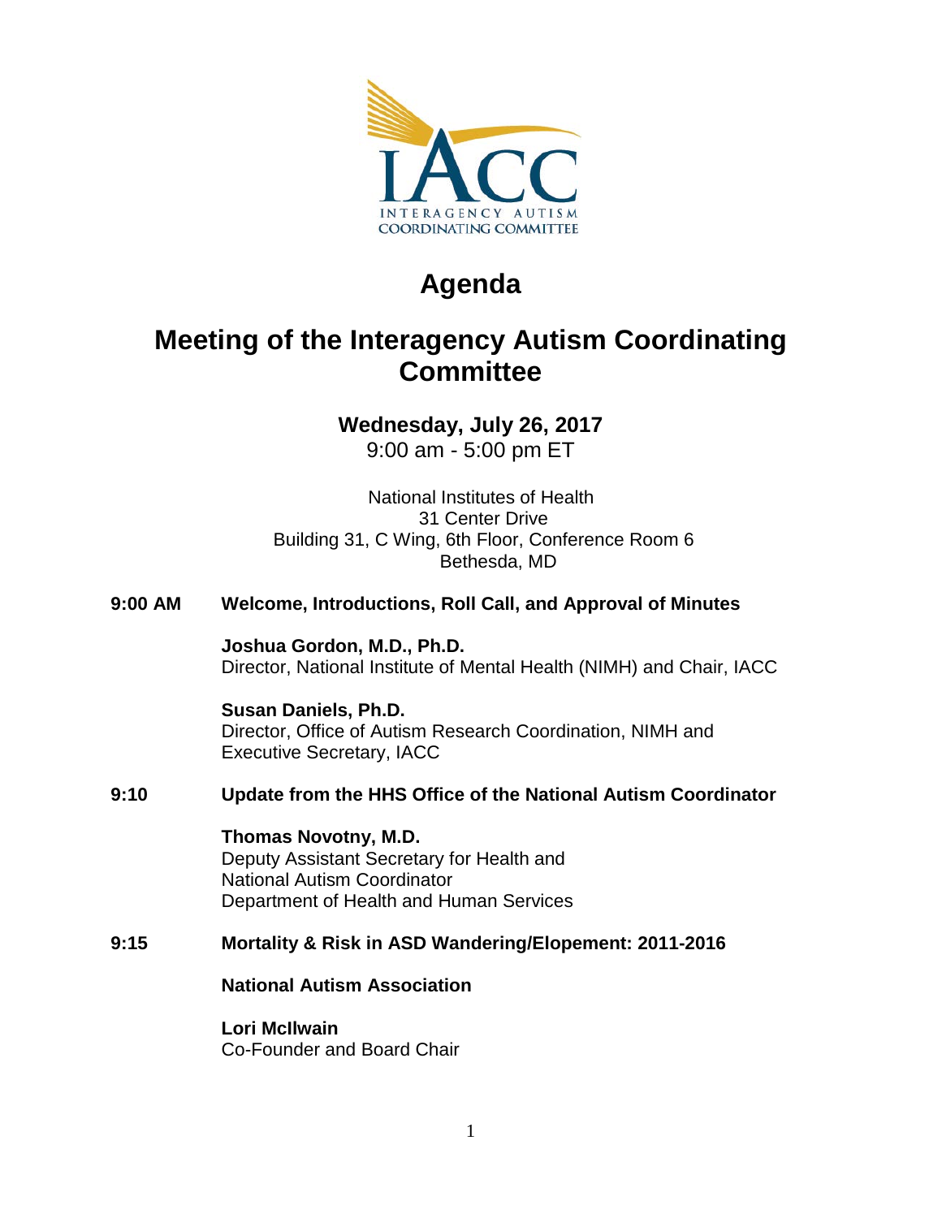# Agenda

## Meeting of the Interagency Autism Coordinating Committee

**Wednesday, July 26, 2017**
9:00 am - 5:00 pm ET

National Institutes of Health
31 Center Drive
Building 31, C Wing, 6th Floor, Conference Room 6
Bethesda, MD

**9:00 AM** **Welcome, Introductions, Roll Call, and Approval of Minutes**

**Joshua Gordon, M.D., Ph.D.**
Director, National Institute of Mental Health (NIMH) and Chair, IACC

**Susan Daniels, Ph.D.**
Director, Office of Autism Research Coordination, NIMH and Executive Secretary, IACC

**9:10** **Update from the HHS Office of the National Autism Coordinator**

**Thomas Novotny, M.D.**
Deputy Assistant Secretary for Health and
National Autism Coordinator
Department of Health and Human Services

**9:15** **Mortality & Risk in ASD Wandering/Elopement: 2011-2016**

**National Autism Association**

**Lori McIlwain**
Co-Founder and Board Chair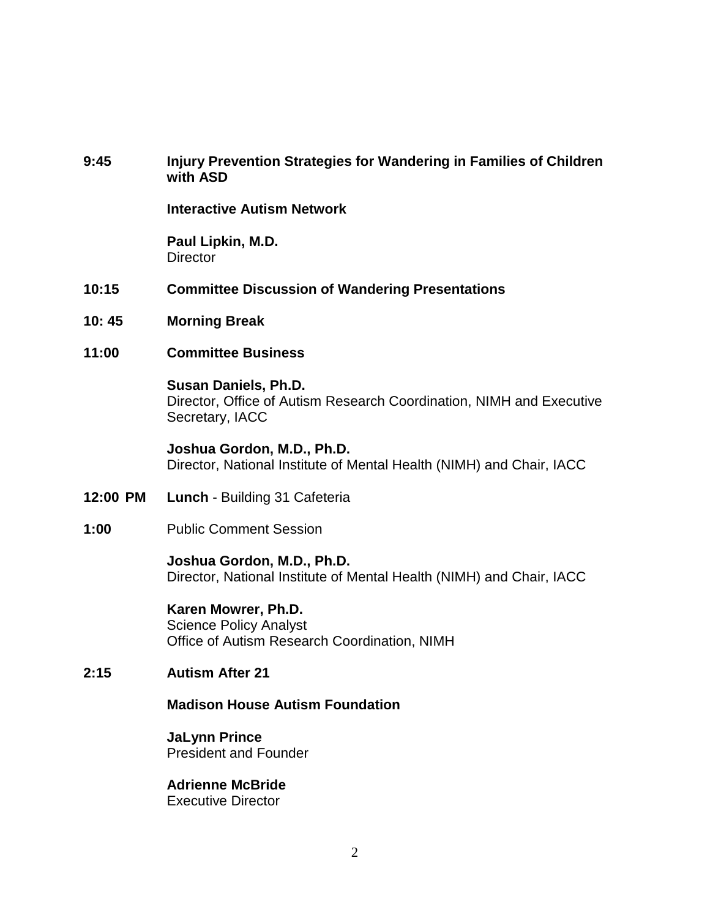**9:45** **Injury Prevention Strategies for Wandering in Families of Children with ASD**

**Interactive Autism Network**

**Paul Lipkin, M.D.**
Director

**10:15** **Committee Discussion of Wandering Presentations**

**10: 45** **Morning Break**

**11:00** **Committee Business**

**Susan Daniels, Ph.D.**
Director, Office of Autism Research Coordination, NIMH and Executive Secretary, IACC

**Joshua Gordon, M.D., Ph.D.**
Director, National Institute of Mental Health (NIMH) and Chair, IACC

**12:00 PM** **Lunch** - Building 31 Cafeteria

**1:00** Public Comment Session

**Joshua Gordon, M.D., Ph.D.**
Director, National Institute of Mental Health (NIMH) and Chair, IACC

**Karen Mowrer, Ph.D.**
Science Policy Analyst
Office of Autism Research Coordination, NIMH

**2:15** **Autism After 21**

**Madison House Autism Foundation**

**JaLynn Prince**
President and Founder

**Adrienne McBride**
Executive Director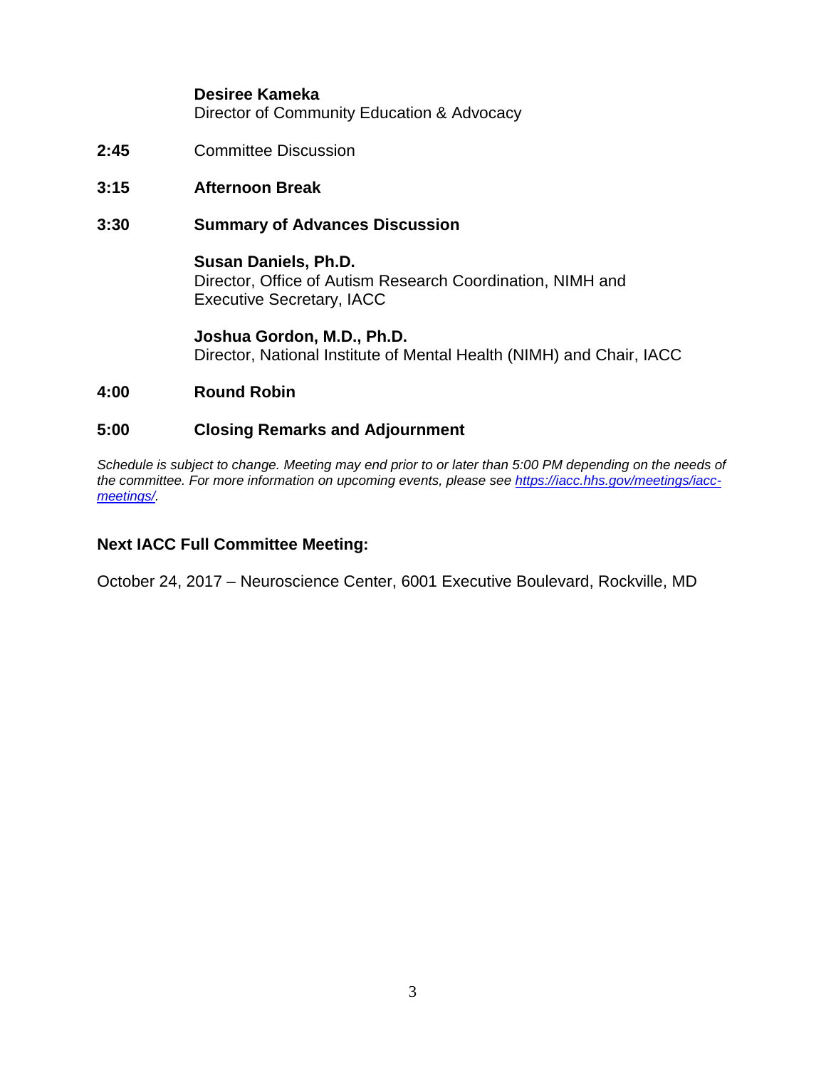**Desiree Kameka**
Director of Community Education & Advocacy

**2:45** Committee Discussion

**3:15** **Afternoon Break**

**3:30** **Summary of Advances Discussion**

**Susan Daniels, Ph.D.**
Director, Office of Autism Research Coordination, NIMH and
Executive Secretary, IACC

**Joshua Gordon, M.D., Ph.D.**
Director, National Institute of Mental Health (NIMH) and Chair, IACC

**4:00** **Round Robin**

**5:00** **Closing Remarks and Adjournment**

*Schedule is subject to change. Meeting may end prior to or later than 5:00 PM depending on the needs of the committee. For more information on upcoming events, please see [https://iacc.hhs.gov/meetings/iacc-meetings/](https://iacc.hhs.gov/meetings/iacc-meetings/).*

## Next IACC Full Committee Meeting:

October 24, 2017 – Neuroscience Center, 6001 Executive Boulevard, Rockville, MD